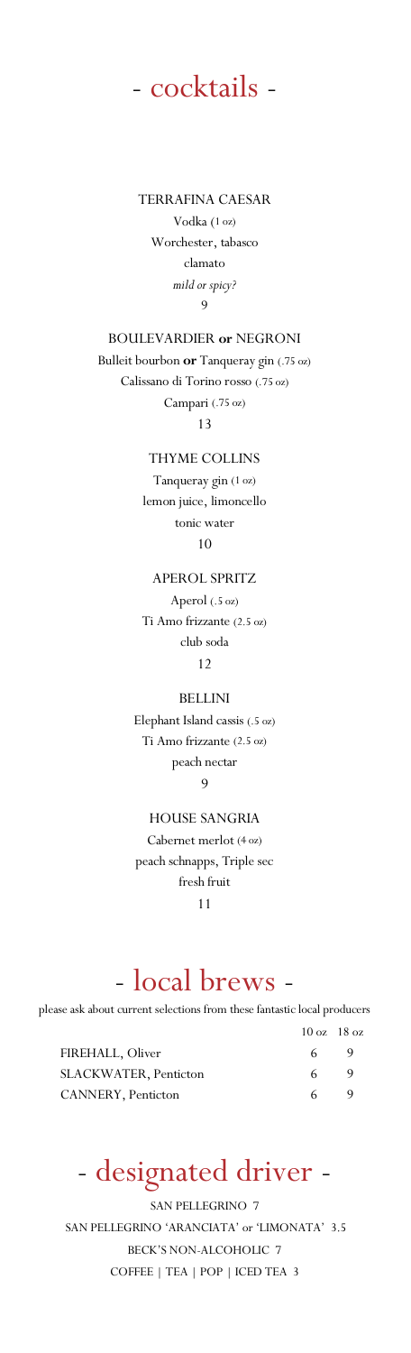# - cocktails -

TERRAFINA CAESAR
Vodka (1 oz)
Worchester, tabasco
clamato
*mild or spicy?*
9

BOULEVARDIER **or** NEGRONI
Bulleit bourbon **or** Tanqueray gin (.75 oz)
Calissano di Torino rosso (.75 oz)
Campari (.75 oz)
13

THYME COLLINS
Tanqueray gin (1 oz)
lemon juice, limoncello
tonic water
10

APEROL SPRITZ
Aperol (.5 oz)
Ti Amo frizzante (2.5 oz)
club soda
12

BELLINI
Elephant Island cassis (.5 oz)
Ti Amo frizzante (2.5 oz)
peach nectar
9

HOUSE SANGRIA
Cabernet merlot (4 oz)
peach schnapps, Triple sec
fresh fruit
11

# - local brews -

please ask about current selections from these fantastic local producers

| | 10 oz | 18 oz |
|---|---|---|
| FIREHALL, Oliver | 6 | 9 |
| SLACKWATER, Penticton | 6 | 9 |
| CANNERY, Penticton | 6 | 9 |

# - designated driver -

SAN PELLEGRINO 7
SAN PELLEGRINO 'ARANCIATA' or 'LIMONATA' 3.5
BECK'S NON-ALCOHOLIC 7
COFFEE | TEA | POP | ICED TEA 3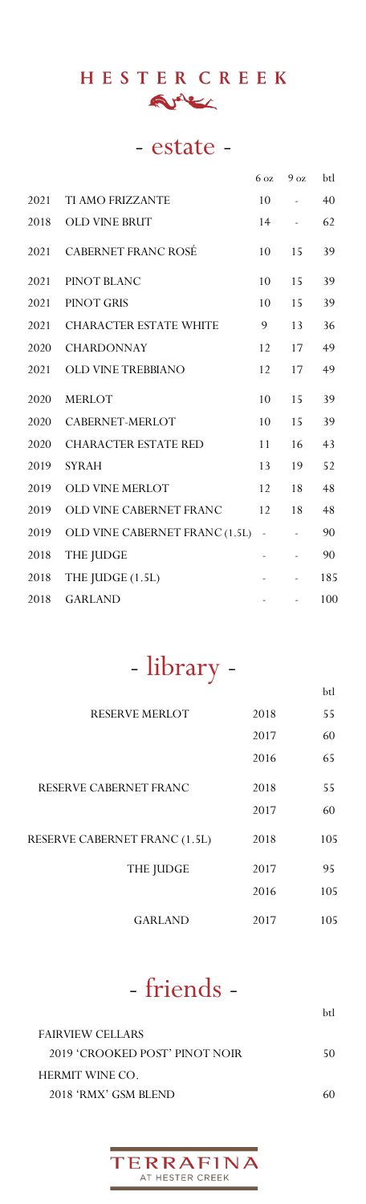# HESTER CREEK

## - estate -

| | | 6 oz | 9 oz | btl |
|---|---|---|---|---|
| 2021 | TI AMO FRIZZANTE | 10 | - | 40 |
| 2018 | OLD VINE BRUT | 14 | - | 62 |
| 2021 | CABERNET FRANC ROSÉ | 10 | 15 | 39 |
| 2021 | PINOT BLANC | 10 | 15 | 39 |
| 2021 | PINOT GRIS | 10 | 15 | 39 |
| 2021 | CHARACTER ESTATE WHITE | 9 | 13 | 36 |
| 2020 | CHARDONNAY | 12 | 17 | 49 |
| 2021 | OLD VINE TREBBIANO | 12 | 17 | 49 |
| 2020 | MERLOT | 10 | 15 | 39 |
| 2020 | CABERNET-MERLOT | 10 | 15 | 39 |
| 2020 | CHARACTER ESTATE RED | 11 | 16 | 43 |
| 2019 | SYRAH | 13 | 19 | 52 |
| 2019 | OLD VINE MERLOT | 12 | 18 | 48 |
| 2019 | OLD VINE CABERNET FRANC | 12 | 18 | 48 |
| 2019 | OLD VINE CABERNET FRANC (1.5L) | - | - | 90 |
| 2018 | THE JUDGE | - | - | 90 |
| 2018 | THE JUDGE (1.5L) | - | - | 185 |
| 2018 | GARLAND | - | - | 100 |

## - library -

| | | btl |
|---|---|---|
| RESERVE MERLOT | 2018 | 55 |
| | 2017 | 60 |
| | 2016 | 65 |
| RESERVE CABERNET FRANC | 2018 | 55 |
| | 2017 | 60 |
| RESERVE CABERNET FRANC (1.5L) | 2018 | 105 |
| THE JUDGE | 2017 | 95 |
| | 2016 | 105 |
| GARLAND | 2017 | 105 |

## - friends -

| | btl |
|---|---|
| FAIRVIEW CELLARS | |
| 2019 'CROOKED POST' PINOT NOIR | 50 |
| HERMIT WINE CO. | |
| 2018 'RMX' GSM BLEND | 60 |

TERRAFINA
AT HESTER CREEK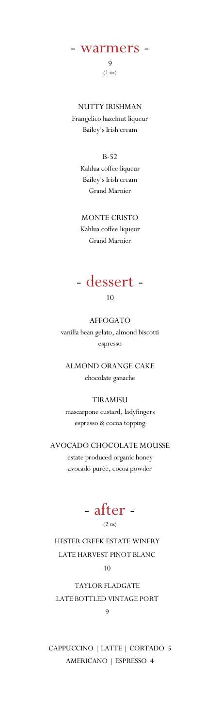## - warmers -

9
(1 oz)

NUTTY IRISHMAN
Frangelico hazelnut liqueur
Bailey's Irish cream

B-52
Kahlua coffee liqueur
Bailey's Irish cream
Grand Marnier

MONTE CRISTO
Kahlua coffee liqueur
Grand Marnier

## - dessert -

10

AFFOGATO
vanilla bean gelato, almond biscotti
espresso

ALMOND ORANGE CAKE
chocolate ganache

TIRAMISU
mascarpone custard, ladyfingers
espresso & cocoa topping

AVOCADO CHOCOLATE MOUSSE
estate produced organic honey
avocado purée, cocoa powder

## - after -

(2 oz)

HESTER CREEK ESTATE WINERY
LATE HARVEST PINOT BLANC
10

TAYLOR FLADGATE
LATE BOTTLED VINTAGE PORT
9

CAPPUCCINO | LATTE | CORTADO 5
AMERICANO | ESPRESSO 4